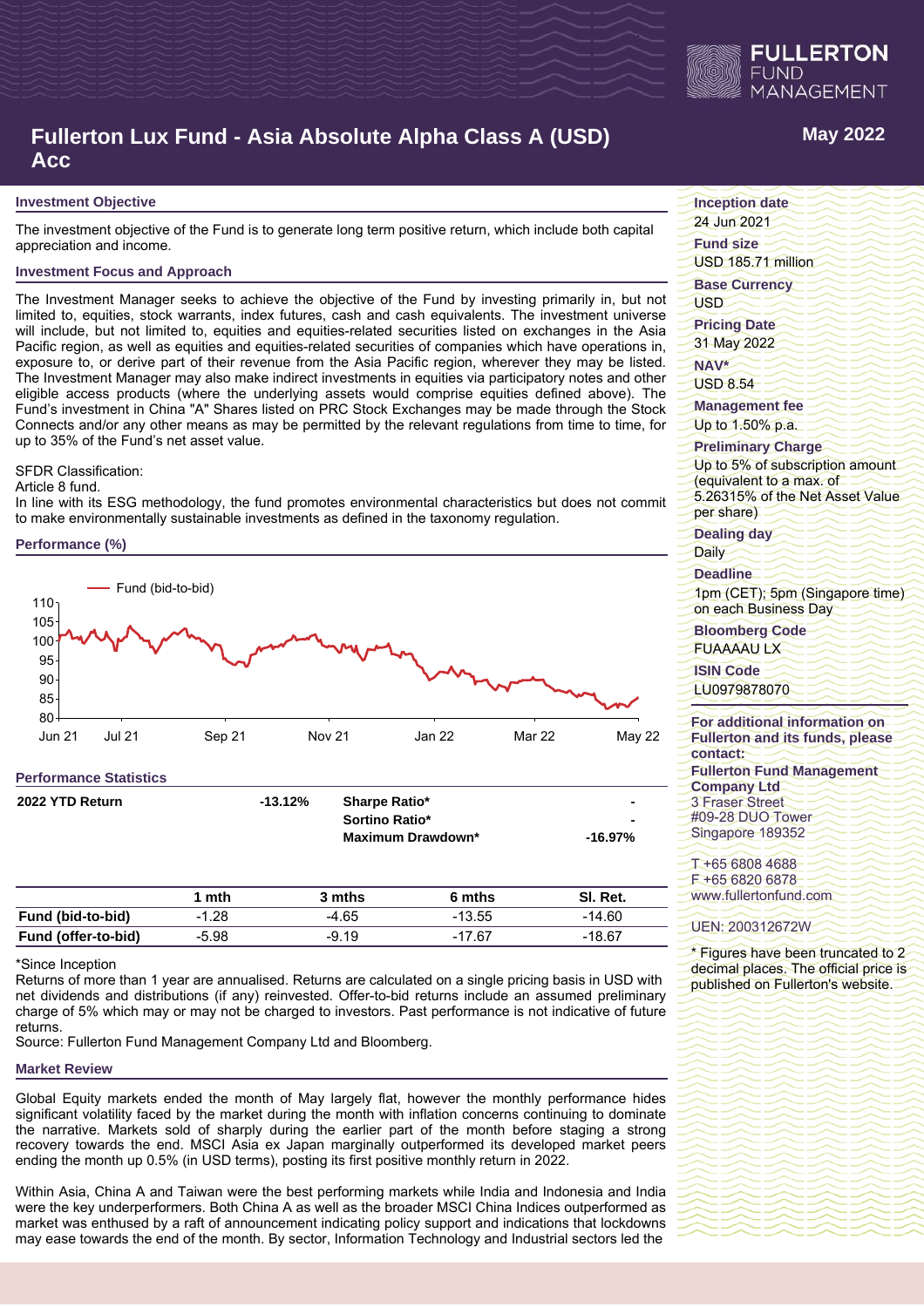# Fullerton Lux Fund - Asia Absolute Alpha Class A (USD) Acc

**May 2022**

## Investment Objective

The investment objective of the Fund is to generate long term positive return, which include both capital appreciation and income.

## Investment Focus and Approach

The Investment Manager seeks to achieve the objective of the Fund by investing primarily in, but not limited to, equities, stock warrants, index futures, cash and cash equivalents. The investment universe will include, but not limited to, equities and equities-related securities listed on exchanges in the Asia Pacific region, as well as equities and equities-related securities of companies which have operations in, exposure to, or derive part of their revenue from the Asia Pacific region, wherever they may be listed. The Investment Manager may also make indirect investments in equities via participatory notes and other eligible access products (where the underlying assets would comprise equities defined above). The Fund's investment in China "A" Shares listed on PRC Stock Exchanges may be made through the Stock Connects and/or any other means as may be permitted by the relevant regulations from time to time, for up to 35% of the Fund's net asset value.

SFDR Classification:
Article 8 fund.
In line with its ESG methodology, the fund promotes environmental characteristics but does not commit to make environmentally sustainable investments as defined in the taxonomy regulation.

## Performance (%)

Fund (bid-to-bid)

## Performance Statistics

| | | | |
|---|---|---|---|
| **2022 YTD Return** | **-13.12%** | **Sharpe Ratio*** | **-** |
| | | **Sortino Ratio*** | **-** |
| | | **Maximum Drawdown*** | **-16.97%** |

| | 1 mth | 3 mths | 6 mths | SI. Ret. |
|---|---|---|---|---|
| **Fund (bid-to-bid)** | -1.28 | -4.65 | -13.55 | -14.60 |
| **Fund (offer-to-bid)** | -5.98 | -9.19 | -17.67 | -18.67 |

*Since Inception
Returns of more than 1 year are annualised. Returns are calculated on a single pricing basis in USD with net dividends and distributions (if any) reinvested. Offer-to-bid returns include an assumed preliminary charge of 5% which may or may not be charged to investors. Past performance is not indicative of future returns.
Source: Fullerton Fund Management Company Ltd and Bloomberg.

## Market Review

Global Equity markets ended the month of May largely flat, however the monthly performance hides significant volatility faced by the market during the month with inflation concerns continuing to dominate the narrative. Markets sold of sharply during the earlier part of the month before staging a strong recovery towards the end. MSCI Asia ex Japan marginally outperformed its developed market peers ending the month up 0.5% (in USD terms), posting its first positive monthly return in 2022.

Within Asia, China A and Taiwan were the best performing markets while India and Indonesia and India were the key underperformers. Both China A as well as the broader MSCI China Indices outperformed as market was enthused by a raft of announcement indicating policy support and indications that lockdowns may ease towards the end of the month. By sector, Information Technology and Industrial sectors led the

**Inception date**
24 Jun 2021

**Fund size**
USD 185.71 million

**Base Currency**
USD

**Pricing Date**
31 May 2022

**NAV***
USD 8.54

**Management fee**
Up to 1.50% p.a.

**Preliminary Charge**
Up to 5% of subscription amount (equivalent to a max. of 5.26315% of the Net Asset Value per share)

**Dealing day**
Daily

**Deadline**
1pm (CET); 5pm (Singapore time) on each Business Day

**Bloomberg Code**
FUAAAAU LX

**ISIN Code**
LU0979878070

**For additional information on Fullerton and its funds, please contact:**
**Fullerton Fund Management Company Ltd**
3 Fraser Street
#09-28 DUO Tower
Singapore 189352

T +65 6808 4688
F +65 6820 6878
www.fullertonfund.com

UEN: 200312672W

\* Figures have been truncated to 2 decimal places. The official price is published on Fullerton's website.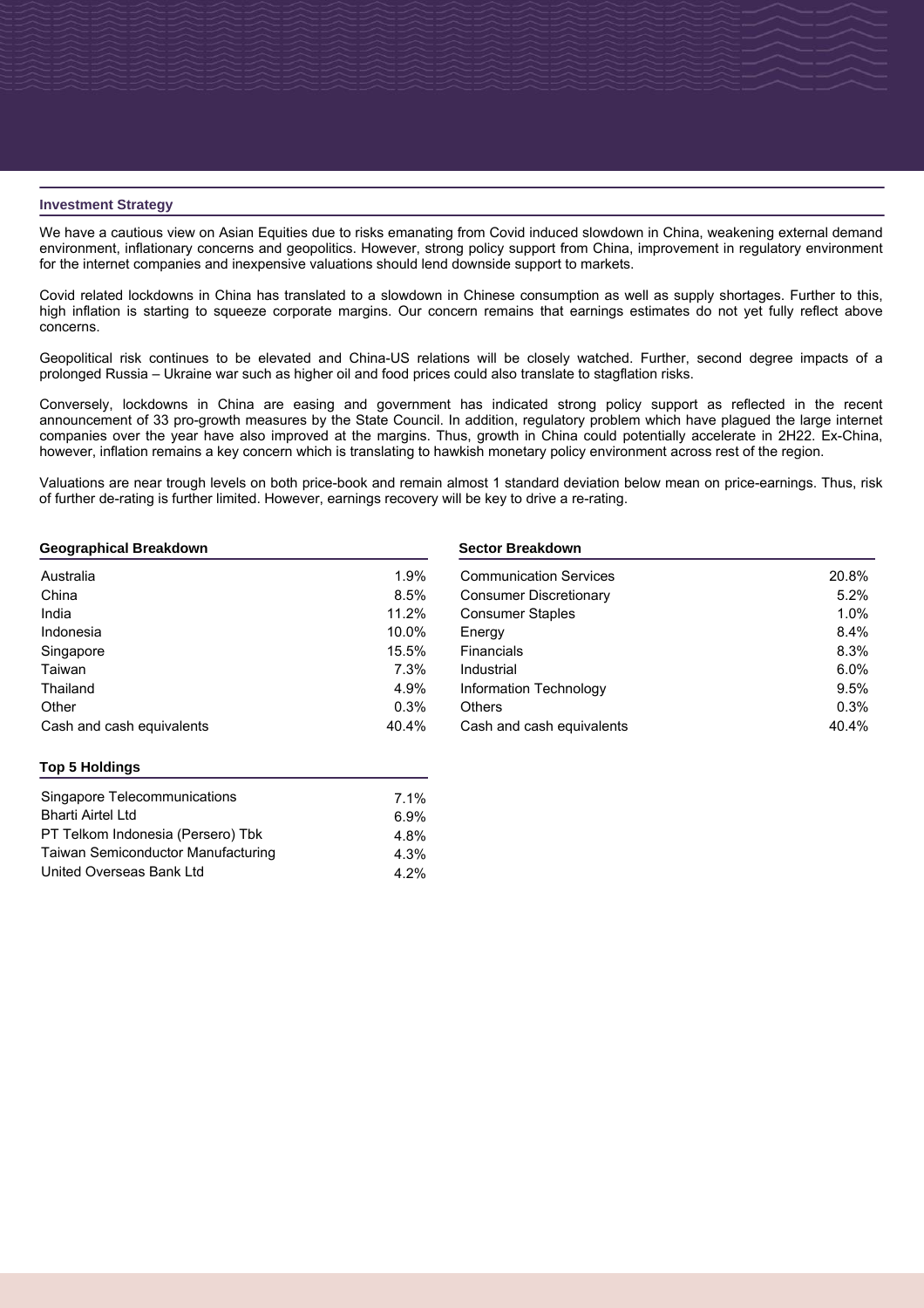## Investment Strategy

We have a cautious view on Asian Equities due to risks emanating from Covid induced slowdown in China, weakening external demand environment, inflationary concerns and geopolitics. However, strong policy support from China, improvement in regulatory environment for the internet companies and inexpensive valuations should lend downside support to markets.

Covid related lockdowns in China has translated to a slowdown in Chinese consumption as well as supply shortages. Further to this, high inflation is starting to squeeze corporate margins. Our concern remains that earnings estimates do not yet fully reflect above concerns.

Geopolitical risk continues to be elevated and China-US relations will be closely watched. Further, second degree impacts of a prolonged Russia – Ukraine war such as higher oil and food prices could also translate to stagflation risks.

Conversely, lockdowns in China are easing and government has indicated strong policy support as reflected in the recent announcement of 33 pro-growth measures by the State Council. In addition, regulatory problem which have plagued the large internet companies over the year have also improved at the margins. Thus, growth in China could potentially accelerate in 2H22. Ex-China, however, inflation remains a key concern which is translating to hawkish monetary policy environment across rest of the region.

Valuations are near trough levels on both price-book and remain almost 1 standard deviation below mean on price-earnings. Thus, risk of further de-rating is further limited. However, earnings recovery will be key to drive a re-rating.

### Geographical Breakdown

| | |
|---|---|
| Australia | 1.9% |
| China | 8.5% |
| India | 11.2% |
| Indonesia | 10.0% |
| Singapore | 15.5% |
| Taiwan | 7.3% |
| Thailand | 4.9% |
| Other | 0.3% |
| Cash and cash equivalents | 40.4% |

### Sector Breakdown

| | |
|---|---|
| Communication Services | 20.8% |
| Consumer Discretionary | 5.2% |
| Consumer Staples | 1.0% |
| Energy | 8.4% |
| Financials | 8.3% |
| Industrial | 6.0% |
| Information Technology | 9.5% |
| Others | 0.3% |
| Cash and cash equivalents | 40.4% |

### Top 5 Holdings

| | |
|---|---|
| Singapore Telecommunications | 7.1% |
| Bharti Airtel Ltd | 6.9% |
| PT Telkom Indonesia (Persero) Tbk | 4.8% |
| Taiwan Semiconductor Manufacturing | 4.3% |
| United Overseas Bank Ltd | 4.2% |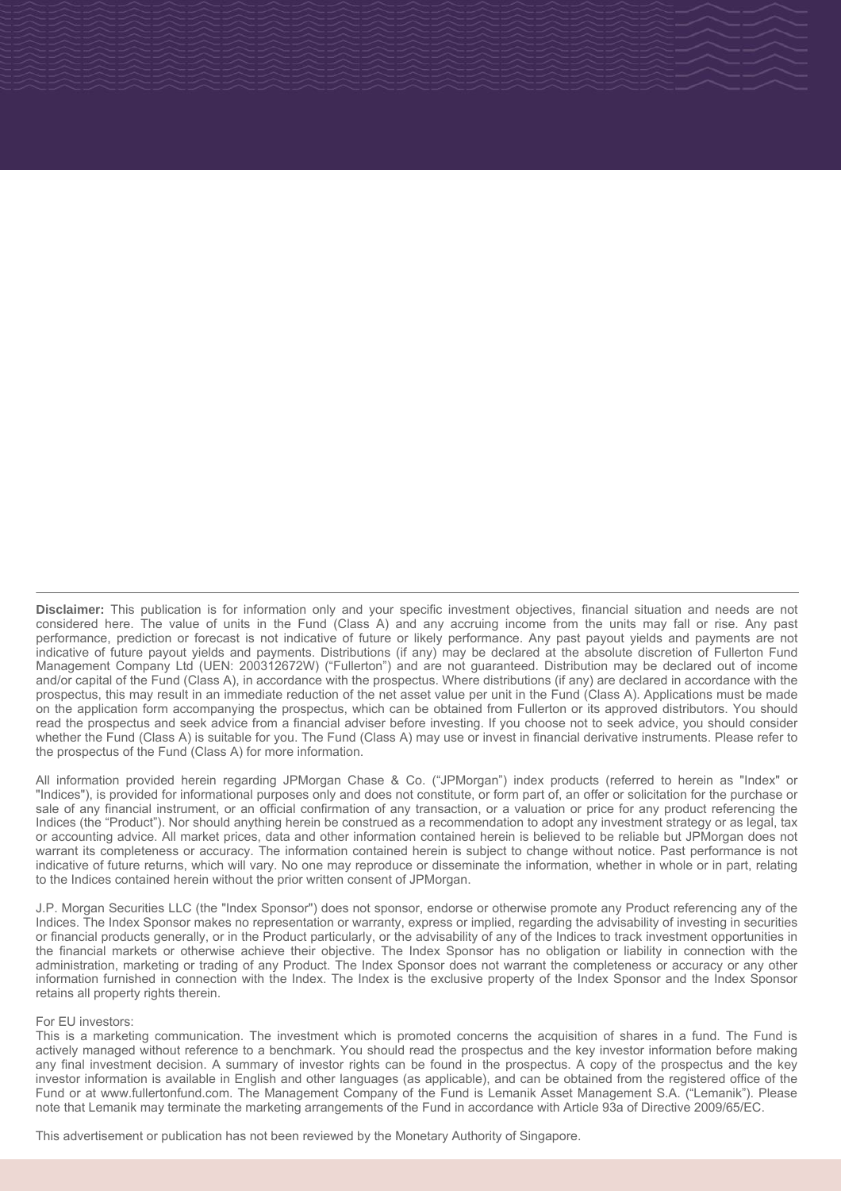**Disclaimer:** This publication is for information only and your specific investment objectives, financial situation and needs are not considered here. The value of units in the Fund (Class A) and any accruing income from the units may fall or rise. Any past performance, prediction or forecast is not indicative of future or likely performance. Any past payout yields and payments are not indicative of future payout yields and payments. Distributions (if any) may be declared at the absolute discretion of Fullerton Fund Management Company Ltd (UEN: 200312672W) ("Fullerton") and are not guaranteed. Distribution may be declared out of income and/or capital of the Fund (Class A), in accordance with the prospectus. Where distributions (if any) are declared in accordance with the prospectus, this may result in an immediate reduction of the net asset value per unit in the Fund (Class A). Applications must be made on the application form accompanying the prospectus, which can be obtained from Fullerton or its approved distributors. You should read the prospectus and seek advice from a financial adviser before investing. If you choose not to seek advice, you should consider whether the Fund (Class A) is suitable for you. The Fund (Class A) may use or invest in financial derivative instruments. Please refer to the prospectus of the Fund (Class A) for more information.

All information provided herein regarding JPMorgan Chase & Co. ("JPMorgan") index products (referred to herein as "Index" or "Indices"), is provided for informational purposes only and does not constitute, or form part of, an offer or solicitation for the purchase or sale of any financial instrument, or an official confirmation of any transaction, or a valuation or price for any product referencing the Indices (the "Product"). Nor should anything herein be construed as a recommendation to adopt any investment strategy or as legal, tax or accounting advice. All market prices, data and other information contained herein is believed to be reliable but JPMorgan does not warrant its completeness or accuracy. The information contained herein is subject to change without notice. Past performance is not indicative of future returns, which will vary. No one may reproduce or disseminate the information, whether in whole or in part, relating to the Indices contained herein without the prior written consent of JPMorgan.

J.P. Morgan Securities LLC (the "Index Sponsor") does not sponsor, endorse or otherwise promote any Product referencing any of the Indices. The Index Sponsor makes no representation or warranty, express or implied, regarding the advisability of investing in securities or financial products generally, or in the Product particularly, or the advisability of any of the Indices to track investment opportunities in the financial markets or otherwise achieve their objective. The Index Sponsor has no obligation or liability in connection with the administration, marketing or trading of any Product. The Index Sponsor does not warrant the completeness or accuracy or any other information furnished in connection with the Index. The Index is the exclusive property of the Index Sponsor and the Index Sponsor retains all property rights therein.

For EU investors:
This is a marketing communication. The investment which is promoted concerns the acquisition of shares in a fund. The Fund is actively managed without reference to a benchmark. You should read the prospectus and the key investor information before making any final investment decision. A summary of investor rights can be found in the prospectus. A copy of the prospectus and the key investor information is available in English and other languages (as applicable), and can be obtained from the registered office of the Fund or at www.fullertonfund.com. The Management Company of the Fund is Lemanik Asset Management S.A. ("Lemanik"). Please note that Lemanik may terminate the marketing arrangements of the Fund in accordance with Article 93a of Directive 2009/65/EC.

This advertisement or publication has not been reviewed by the Monetary Authority of Singapore.